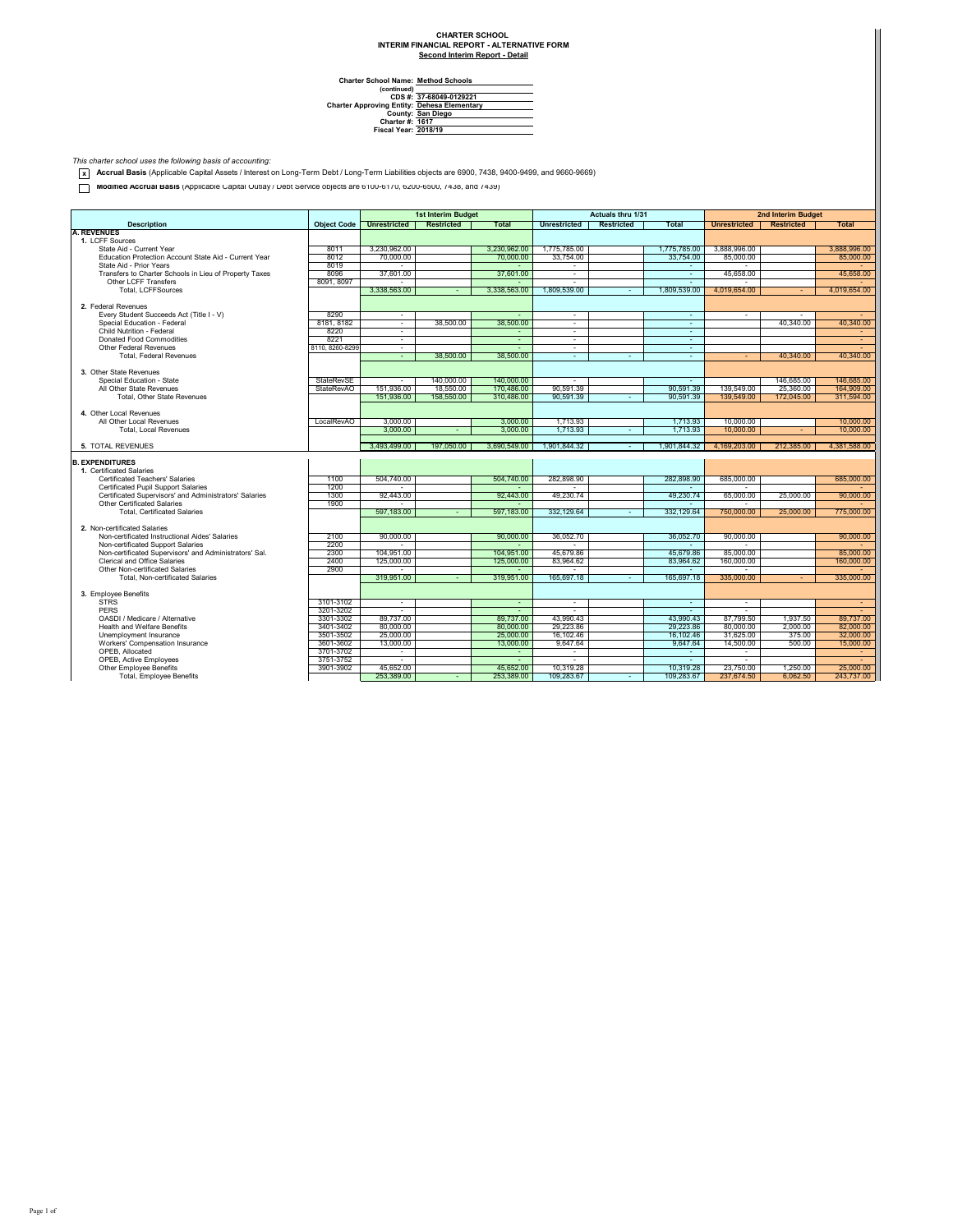**CHARTER SCHOOL**
**INTERIM FINANCIAL REPORT - ALTERNATIVE FORM**
**Second Interim Report - Detail**

**Charter School Name:** Method Schools
**(continued)**
**CDS #:** 37-68049-0129221
**Charter Approving Entity:** Dehesa Elementary
**County:** San Diego
**Charter #:** 1617
**Fiscal Year:** 2018/19

*This charter school uses the following basis of accounting:*

[x] **Accrual Basis** (Applicable Capital Assets / Interest on Long-Term Debt / Long-Term Liabilities objects are 6900, 7438, 9400-9499, and 9660-9669)

[ ] **Modified Accrual Basis** (Applicable Capital Outlay / Debt Service objects are 6100-6170, 6200-6500, 7438, and 7439)

| Description | Object Code | 1st Interim Budget | | | Actuals thru 1/31 | | | 2nd Interim Budget | | |
|---|---|---|---|---|---|---|---|---|---|---|
| | | Unrestricted | Restricted | Total | Unrestricted | Restricted | Total | Unrestricted | Restricted | Total |
| **A. REVENUES** | | | | | | | | | | |
| 1. LCFF Sources | | | | | | | | | | |
| State Aid - Current Year | 8011 | 3,230,962.00 | | 3,230,962.00 | 1,775,785.00 | | 1,775,785.00 | 3,888,996.00 | | 3,888,996.00 |
| Education Protection Account State Aid - Current Year | 8012 | 70,000.00 | | 70,000.00 | 33,754.00 | | 33,754.00 | 85,000.00 | | 85,000.00 |
| State Aid - Prior Years | 8019 | - | | - | - | | - | - | | - |
| Transfers to Charter Schools in Lieu of Property Taxes | 8096 | 37,601.00 | | 37,601.00 | - | | - | 45,658.00 | | 45,658.00 |
| Other LCFF Transfers | 8091, 8097 | - | | - | - | | - | - | | - |
| Total, LCFFSources | | 3,338,563.00 | - | 3,338,563.00 | 1,809,539.00 | - | 1,809,539.00 | 4,019,654.00 | - | 4,019,654.00 |
| 2. Federal Revenues | | | | | | | | | | |
| Every Student Succeeds Act (Title I - V) | 8290 | - | | - | - | | - | - | - | - |
| Special Education - Federal | 8181, 8182 | - | 38,500.00 | 38,500.00 | - | | - | | 40,340.00 | 40,340.00 |
| Child Nutrition - Federal | 8220 | - | | - | - | | - | | | - |
| Donated Food Commodities | 8221 | - | | - | - | | - | | | - |
| Other Federal Revenues | 8110, 8260-8299 | - | | - | - | | - | | | - |
| Total, Federal Revenues | | - | 38,500.00 | 38,500.00 | - | - | - | - | 40,340.00 | 40,340.00 |
| 3. Other State Revenues | | | | | | | | | | |
| Special Education - State | StateRevSE | - | 140,000.00 | 140,000.00 | - | | - | | 146,685.00 | 146,685.00 |
| All Other State Revenues | StateRevAO | 151,936.00 | 18,550.00 | 170,486.00 | 90,591.39 | | 90,591.39 | 139,549.00 | 25,360.00 | 164,909.00 |
| Total, Other State Revenues | | 151,936.00 | 158,550.00 | 310,486.00 | 90,591.39 | - | 90,591.39 | 139,549.00 | 172,045.00 | 311,594.00 |
| 4. Other Local Revenues | | | | | | | | | | |
| All Other Local Revenues | LocalRevAO | 3,000.00 | | 3,000.00 | 1,713.93 | | 1,713.93 | 10,000.00 | | 10,000.00 |
| Total, Local Revenues | | 3,000.00 | - | 3,000.00 | 1,713.93 | - | 1,713.93 | 10,000.00 | - | 10,000.00 |
| 5. TOTAL REVENUES | | 3,493,499.00 | 197,050.00 | 3,690,549.00 | 1,901,844.32 | - | 1,901,844.32 | 4,169,203.00 | 212,385.00 | 4,381,588.00 |
| **B. EXPENDITURES** | | | | | | | | | | |
| 1. Certificated Salaries | | | | | | | | | | |
| Certificated Teachers' Salaries | 1100 | 504,740.00 | | 504,740.00 | 282,898.90 | | 282,898.90 | 685,000.00 | | 685,000.00 |
| Certificated Pupil Support Salaries | 1200 | - | | - | - | | - | - | | - |
| Certificated Supervisors' and Administrators' Salaries | 1300 | 92,443.00 | | 92,443.00 | 49,230.74 | | 49,230.74 | 65,000.00 | 25,000.00 | 90,000.00 |
| Other Certificated Salaries | 1900 | - | | - | - | | - | - | | - |
| Total, Certificated Salaries | | 597,183.00 | - | 597,183.00 | 332,129.64 | - | 332,129.64 | 750,000.00 | 25,000.00 | 775,000.00 |
| 2. Non-certificated Salaries | | | | | | | | | | |
| Non-certificated Instructional Aides' Salaries | 2100 | 90,000.00 | | 90,000.00 | 36,052.70 | | 36,052.70 | 90,000.00 | | 90,000.00 |
| Non-certificated Support Salaries | 2200 | - | | - | - | | - | - | | - |
| Non-certificated Supervisors' and Administrators' Sal. | 2300 | 104,951.00 | | 104,951.00 | 45,679.86 | | 45,679.86 | 85,000.00 | | 85,000.00 |
| Clerical and Office Salaries | 2400 | 125,000.00 | | 125,000.00 | 83,964.62 | | 83,964.62 | 160,000.00 | | 160,000.00 |
| Other Non-certificated Salaries | 2900 | - | | - | - | | - | - | | - |
| Total, Non-certificated Salaries | | 319,951.00 | - | 319,951.00 | 165,697.18 | - | 165,697.18 | 335,000.00 | - | 335,000.00 |
| 3. Employee Benefits | | | | | | | | | | |
| STRS | 3101-3102 | - | | - | - | | - | - | | - |
| PERS | 3201-3202 | - | | - | - | | - | - | | - |
| OASDI / Medicare / Alternative | 3301-3302 | 89,737.00 | | 89,737.00 | 43,990.43 | | 43,990.43 | 87,799.50 | 1,937.50 | 89,737.00 |
| Health and Welfare Benefits | 3401-3402 | 80,000.00 | | 80,000.00 | 29,223.86 | | 29,223.86 | 80,000.00 | 2,000.00 | 82,000.00 |
| Unemployment Insurance | 3501-3502 | 25,000.00 | | 25,000.00 | 16,102.46 | | 16,102.46 | 31,625.00 | 375.00 | 32,000.00 |
| Workers' Compensation Insurance | 3601-3602 | 13,000.00 | | 13,000.00 | 9,647.64 | | 9,647.64 | 14,500.00 | 500.00 | 15,000.00 |
| OPEB, Allocated | 3701-3702 | - | | - | - | | - | - | | - |
| OPEB, Active Employees | 3751-3752 | - | | - | - | | - | - | | - |
| Other Employee Benefits | 3901-3902 | 45,652.00 | | 45,652.00 | 10,319.28 | | 10,319.28 | 23,750.00 | 1,250.00 | 25,000.00 |
| Total, Employee Benefits | | 253,389.00 | - | 253,389.00 | 109,283.67 | - | 109,283.67 | 237,674.50 | 6,062.50 | 243,737.00 |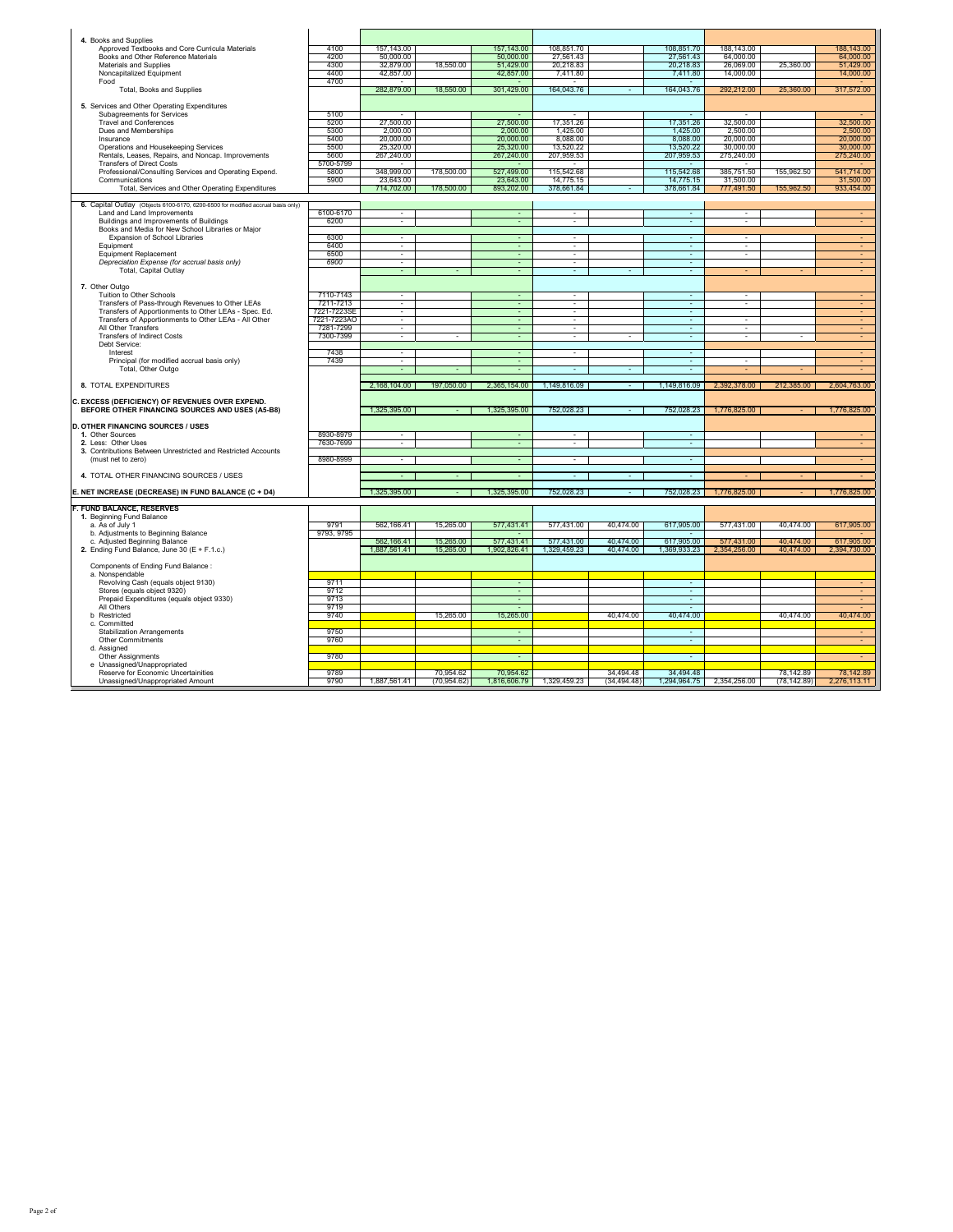| | Object Code | Unrestricted | Restricted | Total | Unrestricted | Restricted | Total | Unrestricted | Restricted | Total |
|---|---|---|---|---|---|---|---|---|---|---|
| **4.** Books and Supplies | | | | | | | | | | |
| Approved Textbooks and Core Curricula Materials | 4100 | 157,143.00 | | 157,143.00 | 108,851.70 | | 108,851.70 | 188,143.00 | | 188,143.00 |
| Books and Other Reference Materials | 4200 | 50,000.00 | | 50,000.00 | 27,561.43 | | 27,561.43 | 64,000.00 | | 64,000.00 |
| Materials and Supplies | 4300 | 32,879.00 | 18,550.00 | 51,429.00 | 20,218.83 | | 20,218.83 | 26,069.00 | 25,360.00 | 51,429.00 |
| Noncapitalized Equipment | 4400 | 42,857.00 | | 42,857.00 | 7,411.80 | | 7,411.80 | 14,000.00 | | 14,000.00 |
| Food | 4700 | - | | - | - | | - | | | - |
| Total, Books and Supplies | | 282,879.00 | 18,550.00 | 301,429.00 | 164,043.76 | - | 164,043.76 | 292,212.00 | 25,360.00 | 317,572.00 |
| **5.** Services and Other Operating Expenditures | | | | | | | | | | |
| Subagreements for Services | 5100 | - | | - | - | | - | - | | - |
| Travel and Conferences | 5200 | 27,500.00 | | 27,500.00 | 17,351.26 | | 17,351.26 | 32,500.00 | | 32,500.00 |
| Dues and Memberships | 5300 | 2,000.00 | | 2,000.00 | 1,425.00 | | 1,425.00 | 2,500.00 | | 2,500.00 |
| Insurance | 5400 | 20,000.00 | | 20,000.00 | 8,088.00 | | 8,088.00 | 20,000.00 | | 20,000.00 |
| Operations and Housekeeping Services | 5500 | 25,320.00 | | 25,320.00 | 13,520.22 | | 13,520.22 | 30,000.00 | | 30,000.00 |
| Rentals, Leases, Repairs, and Noncap. Improvements | 5600 | 267,240.00 | | 267,240.00 | 207,959.53 | | 207,959.53 | 275,240.00 | | 275,240.00 |
| Transfers of Direct Costs | 5700-5799 | - | | - | - | | - | - | | - |
| Professional/Consulting Services and Operating Expend. | 5800 | 348,999.00 | 178,500.00 | 527,499.00 | 115,542.68 | | 115,542.68 | 385,751.50 | 155,962.50 | 541,714.00 |
| Communications | 5900 | 23,643.00 | | 23,643.00 | 14,775.15 | | 14,775.15 | 31,500.00 | | 31,500.00 |
| Total, Services and Other Operating Expenditures | | 714,702.00 | 178,500.00 | 893,202.00 | 378,661.84 | - | 378,661.84 | 777,491.50 | 155,962.50 | 933,454.00 |
| **6.** Capital Outlay (Objects 6100-6170, 6200-6500 for modified accrual basis only) | | | | | | | | | | |
| Land and Land Improvements | 6100-6170 | - | | - | - | | - | - | | - |
| Buildings and Improvements of Buildings | 6200 | - | | - | - | | - | - | | - |
| Books and Media for New School Libraries or Major Expansion of School Libraries | 6300 | - | | - | - | | - | - | | - |
| Equipment | 6400 | - | | - | - | | - | - | | - |
| Equipment Replacement | 6500 | - | | - | - | | - | - | | - |
| *Depreciation Expense (for accrual basis only)* | 6900 | - | | - | - | | - | | | - |
| Total, Capital Outlay | | - | - | - | - | - | - | - | - | - |
| **7.** Other Outgo | | | | | | | | | | |
| Tuition to Other Schools | 7110-7143 | - | | - | - | | - | - | | - |
| Transfers of Pass-through Revenues to Other LEAs | 7211-7213 | - | | - | - | | - | - | | - |
| Transfers of Apportionments to Other LEAs - Spec. Ed. | 7221-7223SE | - | | - | - | | - | | | - |
| Transfers of Apportionments to Other LEAs - All Other | 7221-7223AO | - | | - | - | | - | - | | - |
| All Other Transfers | 7281-7299 | - | | - | - | | - | - | | - |
| Transfers of Indirect Costs | 7300-7399 | - | - | - | - | - | - | - | - | - |
| Debt Service: | | | | | | | | | | |
| Interest | 7438 | - | | - | - | | - | | | - |
| Principal (for modified accrual basis only) | 7439 | - | | - | | | - | - | | - |
| Total, Other Outgo | | - | - | - | - | - | - | - | - | - |
| **8.** TOTAL EXPENDITURES | | 2,168,104.00 | 197,050.00 | 2,365,154.00 | 1,149,816.09 | - | 1,149,816.09 | 2,392,378.00 | 212,385.00 | 2,604,763.00 |
| **C. EXCESS (DEFICIENCY) OF REVENUES OVER EXPEND. BEFORE OTHER FINANCING SOURCES AND USES (A5-B8)** | | 1,325,395.00 | - | 1,325,395.00 | 752,028.23 | - | 752,028.23 | 1,776,825.00 | - | 1,776,825.00 |
| **D. OTHER FINANCING SOURCES / USES** | | | | | | | | | | |
| **1.** Other Sources | 8930-8979 | - | | - | - | | - | | | - |
| **2.** Less: Other Uses | 7630-7699 | - | | - | - | | - | | | - |
| **3.** Contributions Between Unrestricted and Restricted Accounts (must net to zero) | 8980-8999 | - | | - | - | | - | | | - |
| **4.** TOTAL OTHER FINANCING SOURCES / USES | | - | - | - | - | - | - | - | - | - |
| **E. NET INCREASE (DECREASE) IN FUND BALANCE (C + D4)** | | 1,325,395.00 | - | 1,325,395.00 | 752,028.23 | - | 752,028.23 | 1,776,825.00 | - | 1,776,825.00 |
| **F. FUND BALANCE, RESERVES** | | | | | | | | | | |
| **1.** Beginning Fund Balance | | | | | | | | | | |
| a. As of July 1 | 9791 | 562,166.41 | 15,265.00 | 577,431.41 | 577,431.00 | 40,474.00 | 617,905.00 | 577,431.00 | 40,474.00 | 617,905.00 |
| b. Adjustments to Beginning Balance | 9793, 9795 | | | - | | | - | | | - |
| c. Adjusted Beginning Balance | | 562,166.41 | 15,265.00 | 577,431.41 | 577,431.00 | 40,474.00 | 617,905.00 | 577,431.00 | 40,474.00 | 617,905.00 |
| **2.** Ending Fund Balance, June 30 (E + F.1.c.) | | 1,887,561.41 | 15,265.00 | 1,902,826.41 | 1,329,459.23 | 40,474.00 | 1,369,933.23 | 2,354,256.00 | 40,474.00 | 2,394,730.00 |
| Components of Ending Fund Balance : | | | | | | | | | | |
| a. Nonspendable | | | | | | | | | | |
| Revolving Cash (equals object 9130) | 9711 | | | - | | | - | | | - |
| Stores (equals object 9320) | 9712 | | | - | | | - | | | - |
| Prepaid Expenditures (equals object 9330) | 9713 | | | - | | | - | | | - |
| All Others | 9719 | | | - | | | - | | | - |
| b Restricted | 9740 | | 15,265.00 | 15,265.00 | | 40,474.00 | 40,474.00 | | 40,474.00 | 40,474.00 |
| c. Committed | | | | | | | | | | |
| Stabilization Arrangements | 9750 | | | - | | | - | | | - |
| Other Commitments | 9760 | | | - | | | - | | | - |
| d. Assigned | | | | | | | | | | |
| Other Assignments | 9780 | | | - | | | - | | | - |
| e Unassigned/Unappropriated | | | | | | | | | | |
| Reserve for Economic Uncertainities | 9789 | | 70,954.62 | 70,954.62 | | 34,494.48 | 34,494.48 | | 78,142.89 | 78,142.89 |
| Unassigned/Unappropriated Amount | 9790 | 1,887,561.41 | (70,954.62) | 1,816,606.79 | 1,329,459.23 | (34,494.48) | 1,294,964.75 | 2,354,256.00 | (78,142.89) | 2,276,113.11 |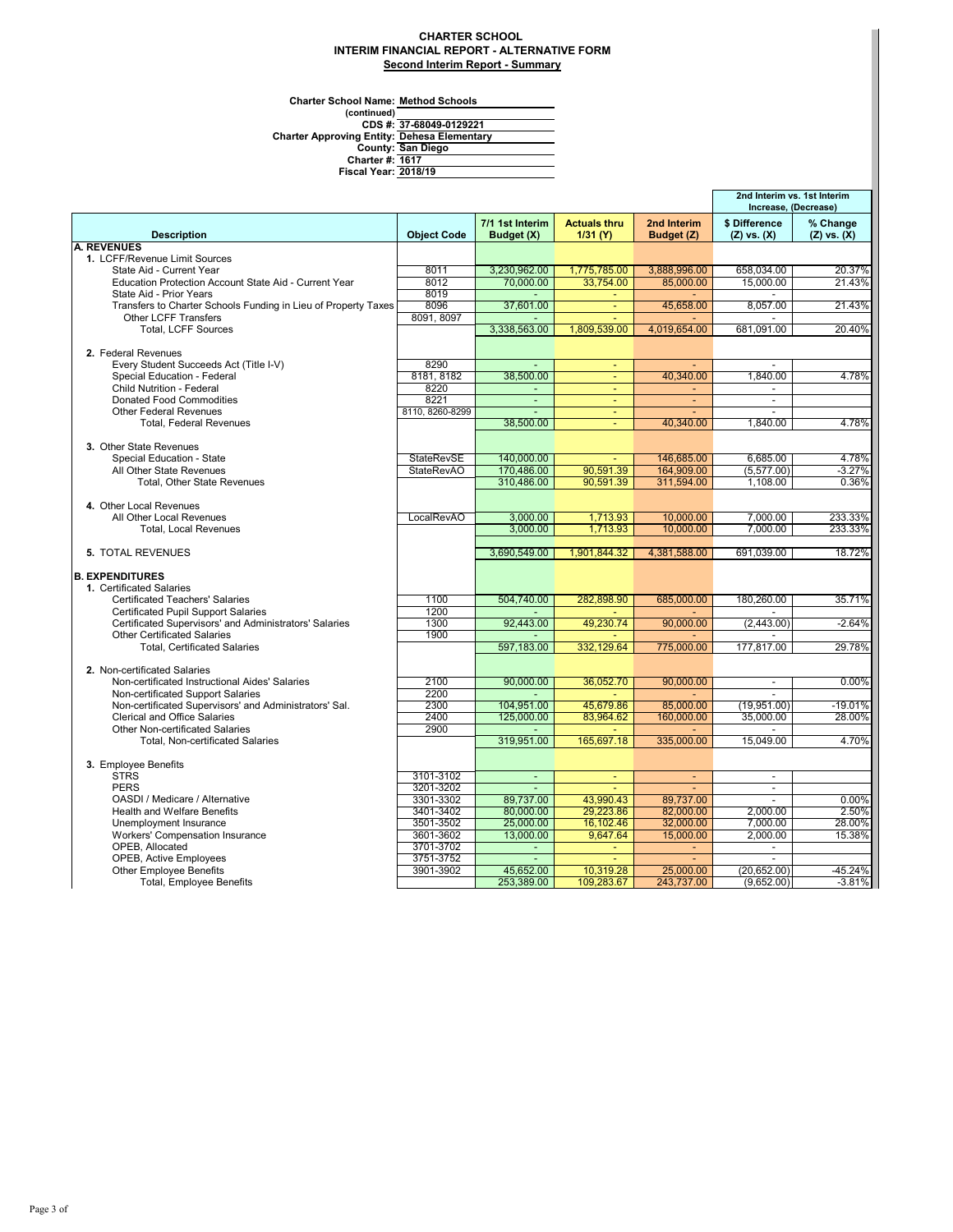**CHARTER SCHOOL**
**INTERIM FINANCIAL REPORT - ALTERNATIVE FORM**
**Second Interim Report - Summary**

**Charter School Name:** Method Schools
**(continued)**
**CDS #:** 37-68049-0129221
**Charter Approving Entity:** Dehesa Elementary
**County:** San Diego
**Charter #:** 1617
**Fiscal Year:** 2018/19

| Description | Object Code | 7/1 1st Interim Budget (X) | Actuals thru 1/31 (Y) | 2nd Interim Budget (Z) | 2nd Interim vs. 1st Interim Increase, (Decrease) $ Difference (Z) vs. (X) | % Change (Z) vs. (X) |
|---|---|---|---|---|---|---|
| **A. REVENUES** | | | | | | |
| **1.** LCFF/Revenue Limit Sources | | | | | | |
| State Aid - Current Year | 8011 | 3,230,962.00 | 1,775,785.00 | 3,888,996.00 | 658,034.00 | 20.37% |
| Education Protection Account State Aid - Current Year | 8012 | 70,000.00 | 33,754.00 | 85,000.00 | 15,000.00 | 21.43% |
| State Aid - Prior Years | 8019 | - | - | - | - | |
| Transfers to Charter Schools Funding in Lieu of Property Taxes | 8096 | 37,601.00 | - | 45,658.00 | 8,057.00 | 21.43% |
| Other LCFF Transfers | 8091, 8097 | - | - | - | - | |
| Total, LCFF Sources | | 3,338,563.00 | 1,809,539.00 | 4,019,654.00 | 681,091.00 | 20.40% |
| **2.** Federal Revenues | | | | | | |
| Every Student Succeeds Act (Title I-V) | 8290 | - | - | - | - | |
| Special Education - Federal | 8181, 8182 | 38,500.00 | - | 40,340.00 | 1,840.00 | 4.78% |
| Child Nutrition - Federal | 8220 | - | - | - | - | |
| Donated Food Commodities | 8221 | - | - | - | - | |
| Other Federal Revenues | 8110, 8260-8299 | - | - | - | - | |
| Total, Federal Revenues | | 38,500.00 | - | 40,340.00 | 1,840.00 | 4.78% |
| **3.** Other State Revenues | | | | | | |
| Special Education - State | StateRevSE | 140,000.00 | - | 146,685.00 | 6,685.00 | 4.78% |
| All Other State Revenues | StateRevAO | 170,486.00 | 90,591.39 | 164,909.00 | (5,577.00) | -3.27% |
| Total, Other State Revenues | | 310,486.00 | 90,591.39 | 311,594.00 | 1,108.00 | 0.36% |
| **4.** Other Local Revenues | | | | | | |
| All Other Local Revenues | LocalRevAO | 3,000.00 | 1,713.93 | 10,000.00 | 7,000.00 | 233.33% |
| Total, Local Revenues | | 3,000.00 | 1,713.93 | 10,000.00 | 7,000.00 | 233.33% |
| **5.** TOTAL REVENUES | | 3,690,549.00 | 1,901,844.32 | 4,381,588.00 | 691,039.00 | 18.72% |
| **B. EXPENDITURES** | | | | | | |
| **1.** Certificated Salaries | | | | | | |
| Certificated Teachers' Salaries | 1100 | 504,740.00 | 282,898.90 | 685,000.00 | 180,260.00 | 35.71% |
| Certificated Pupil Support Salaries | 1200 | - | - | - | - | |
| Certificated Supervisors' and Administrators' Salaries | 1300 | 92,443.00 | 49,230.74 | 90,000.00 | (2,443.00) | -2.64% |
| Other Certificated Salaries | 1900 | - | - | - | - | |
| Total, Certificated Salaries | | 597,183.00 | 332,129.64 | 775,000.00 | 177,817.00 | 29.78% |
| **2.** Non-certificated Salaries | | | | | | |
| Non-certificated Instructional Aides' Salaries | 2100 | 90,000.00 | 36,052.70 | 90,000.00 | - | 0.00% |
| Non-certificated Support Salaries | 2200 | - | - | - | - | |
| Non-certificated Supervisors' and Administrators' Sal. | 2300 | 104,951.00 | 45,679.86 | 85,000.00 | (19,951.00) | -19.01% |
| Clerical and Office Salaries | 2400 | 125,000.00 | 83,964.62 | 160,000.00 | 35,000.00 | 28.00% |
| Other Non-certificated Salaries | 2900 | - | - | - | - | |
| Total, Non-certificated Salaries | | 319,951.00 | 165,697.18 | 335,000.00 | 15,049.00 | 4.70% |
| **3.** Employee Benefits | | | | | | |
| STRS | 3101-3102 | - | - | - | - | |
| PERS | 3201-3202 | - | - | - | - | |
| OASDI / Medicare / Alternative | 3301-3302 | 89,737.00 | 43,990.43 | 89,737.00 | - | 0.00% |
| Health and Welfare Benefits | 3401-3402 | 80,000.00 | 29,223.86 | 82,000.00 | 2,000.00 | 2.50% |
| Unemployment Insurance | 3501-3502 | 25,000.00 | 16,102.46 | 32,000.00 | 7,000.00 | 28.00% |
| Workers' Compensation Insurance | 3601-3602 | 13,000.00 | 9,647.64 | 15,000.00 | 2,000.00 | 15.38% |
| OPEB, Allocated | 3701-3702 | - | - | - | - | |
| OPEB, Active Employees | 3751-3752 | - | - | - | - | |
| Other Employee Benefits | 3901-3902 | 45,652.00 | 10,319.28 | 25,000.00 | (20,652.00) | -45.24% |
| Total, Employee Benefits | | 253,389.00 | 109,283.67 | 243,737.00 | (9,652.00) | -3.81% |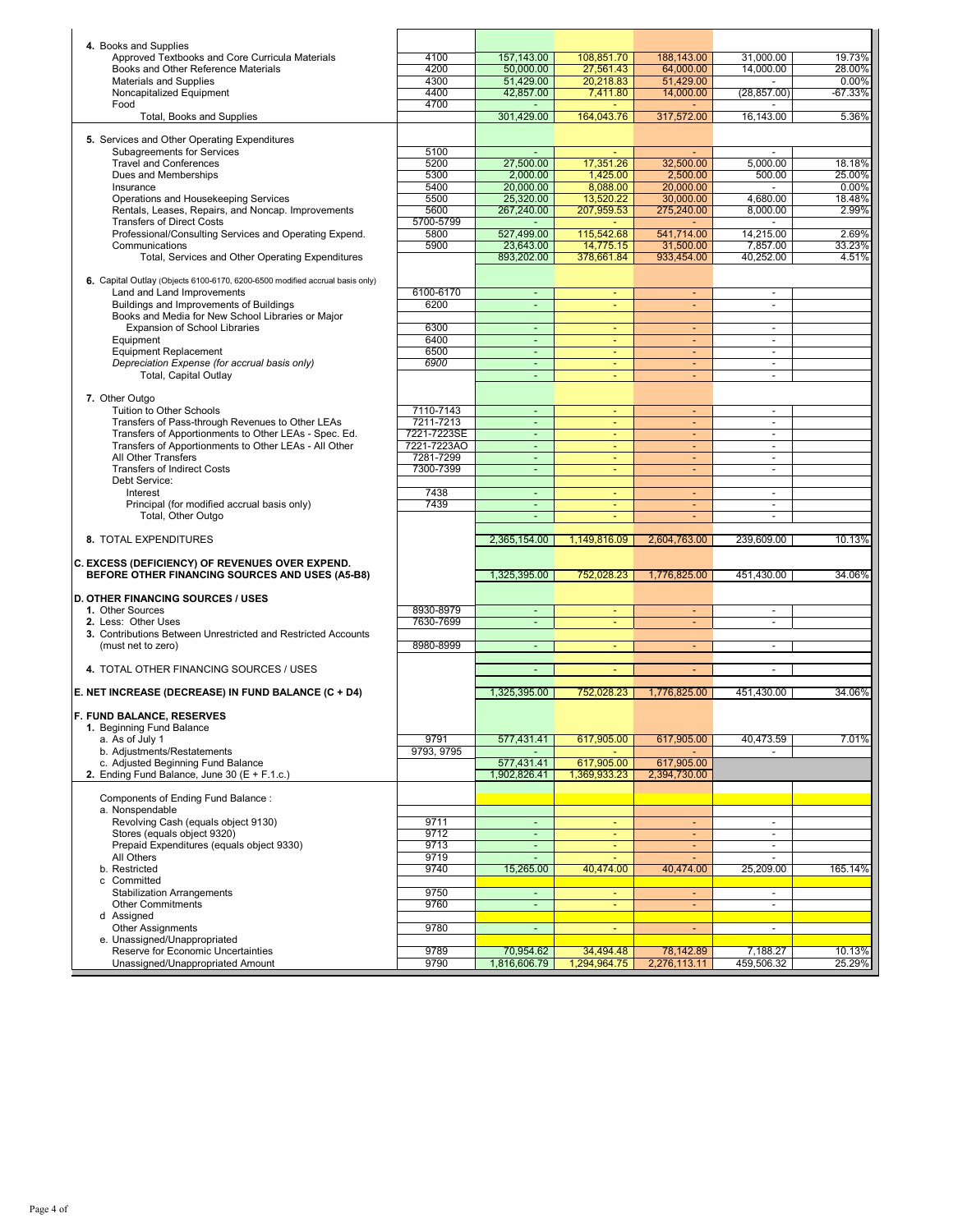| | | | | | | |
|---|---|---|---|---|---|---|
| **4.** Books and Supplies | | | | | | |
| Approved Textbooks and Core Curricula Materials | 4100 | 157,143.00 | 108,851.70 | 188,143.00 | 31,000.00 | 19.73% |
| Books and Other Reference Materials | 4200 | 50,000.00 | 27,561.43 | 64,000.00 | 14,000.00 | 28.00% |
| Materials and Supplies | 4300 | 51,429.00 | 20,218.83 | 51,429.00 | - | 0.00% |
| Noncapitalized Equipment | 4400 | 42,857.00 | 7,411.80 | 14,000.00 | (28,857.00) | -67.33% |
| Food | 4700 | - | - | - | - | |
| Total, Books and Supplies | | 301,429.00 | 164,043.76 | 317,572.00 | 16,143.00 | 5.36% |
| **5.** Services and Other Operating Expenditures | | | | | | |
| Subagreements for Services | 5100 | - | - | - | - | |
| Travel and Conferences | 5200 | 27,500.00 | 17,351.26 | 32,500.00 | 5,000.00 | 18.18% |
| Dues and Memberships | 5300 | 2,000.00 | 1,425.00 | 2,500.00 | 500.00 | 25.00% |
| Insurance | 5400 | 20,000.00 | 8,088.00 | 20,000.00 | - | 0.00% |
| Operations and Housekeeping Services | 5500 | 25,320.00 | 13,520.22 | 30,000.00 | 4,680.00 | 18.48% |
| Rentals, Leases, Repairs, and Noncap. Improvements | 5600 | 267,240.00 | 207,959.53 | 275,240.00 | 8,000.00 | 2.99% |
| Transfers of Direct Costs | 5700-5799 | - | - | - | - | |
| Professional/Consulting Services and Operating Expend. | 5800 | 527,499.00 | 115,542.68 | 541,714.00 | 14,215.00 | 2.69% |
| Communications | 5900 | 23,643.00 | 14,775.15 | 31,500.00 | 7,857.00 | 33.23% |
| Total, Services and Other Operating Expenditures | | 893,202.00 | 378,661.84 | 933,454.00 | 40,252.00 | 4.51% |
| **6.** Capital Outlay (Objects 6100-6170, 6200-6500 modified accrual basis only) | | | | | | |
| Land and Land Improvements | 6100-6170 | - | - | - | - | |
| Buildings and Improvements of Buildings | 6200 | - | - | - | - | |
| Books and Media for New School Libraries or Major Expansion of School Libraries | 6300 | - | - | - | - | |
| Equipment | 6400 | - | - | - | - | |
| Equipment Replacement | 6500 | - | - | - | - | |
| *Depreciation Expense (for accrual basis only)* | *6900* | - | - | - | - | |
| Total, Capital Outlay | | - | - | - | - | |
| **7.** Other Outgo | | | | | | |
| Tuition to Other Schools | 7110-7143 | - | - | - | - | |
| Transfers of Pass-through Revenues to Other LEAs | 7211-7213 | - | - | - | - | |
| Transfers of Apportionments to Other LEAs - Spec. Ed. | 7221-7223SE | - | - | - | - | |
| Transfers of Apportionments to Other LEAs - All Other | 7221-7223AO | - | - | - | - | |
| All Other Transfers | 7281-7299 | - | - | - | - | |
| Transfers of Indirect Costs | 7300-7399 | - | - | - | - | |
| Debt Service: | | | | | | |
| Interest | 7438 | - | - | - | - | |
| Principal (for modified accrual basis only) | 7439 | - | - | - | - | |
| Total, Other Outgo | | - | - | - | - | |
| **8.** TOTAL EXPENDITURES | | 2,365,154.00 | 1,149,816.09 | 2,604,763.00 | 239,609.00 | 10.13% |
| **C. EXCESS (DEFICIENCY) OF REVENUES OVER EXPEND. BEFORE OTHER FINANCING SOURCES AND USES (A5-B8)** | | 1,325,395.00 | 752,028.23 | 1,776,825.00 | 451,430.00 | 34.06% |
| **D. OTHER FINANCING SOURCES / USES** | | | | | | |
| **1.** Other Sources | 8930-8979 | - | - | - | - | |
| **2.** Less: Other Uses | 7630-7699 | - | - | - | - | |
| **3.** Contributions Between Unrestricted and Restricted Accounts (must net to zero) | 8980-8999 | - | - | - | - | |
| **4.** TOTAL OTHER FINANCING SOURCES / USES | | - | - | - | - | |
| **E. NET INCREASE (DECREASE) IN FUND BALANCE (C + D4)** | | 1,325,395.00 | 752,028.23 | 1,776,825.00 | 451,430.00 | 34.06% |
| **F. FUND BALANCE, RESERVES** | | | | | | |
| **1.** Beginning Fund Balance | | | | | | |
| a. As of July 1 | 9791 | 577,431.41 | 617,905.00 | 617,905.00 | 40,473.59 | 7.01% |
| b. Adjustments/Restatements | 9793, 9795 | - | - | - | - | |
| c. Adjusted Beginning Fund Balance | | 577,431.41 | 617,905.00 | 617,905.00 | | |
| **2.** Ending Fund Balance, June 30 (E + F.1.c.) | | 1,902,826.41 | 1,369,933.23 | 2,394,730.00 | | |
| Components of Ending Fund Balance : | | | | | | |
| a. Nonspendable | | | | | | |
| Revolving Cash (equals object 9130) | 9711 | - | - | - | - | |
| Stores (equals object 9320) | 9712 | - | - | - | - | |
| Prepaid Expenditures (equals object 9330) | 9713 | - | - | - | - | |
| All Others | 9719 | - | - | - | - | |
| b. Restricted | 9740 | 15,265.00 | 40,474.00 | 40,474.00 | 25,209.00 | 165.14% |
| c Committed | | | | | | |
| Stabilization Arrangements | 9750 | - | - | - | - | |
| Other Commitments | 9760 | - | - | - | - | |
| d Assigned | | | | | | |
| Other Assignments | 9780 | - | - | - | - | |
| e. Unassigned/Unappropriated | | | | | | |
| Reserve for Economic Uncertainties | 9789 | 70,954.62 | 34,494.48 | 78,142.89 | 7,188.27 | 10.13% |
| Unassigned/Unappropriated Amount | 9790 | 1,816,606.79 | 1,294,964.75 | 2,276,113.11 | 459,506.32 | 25.29% |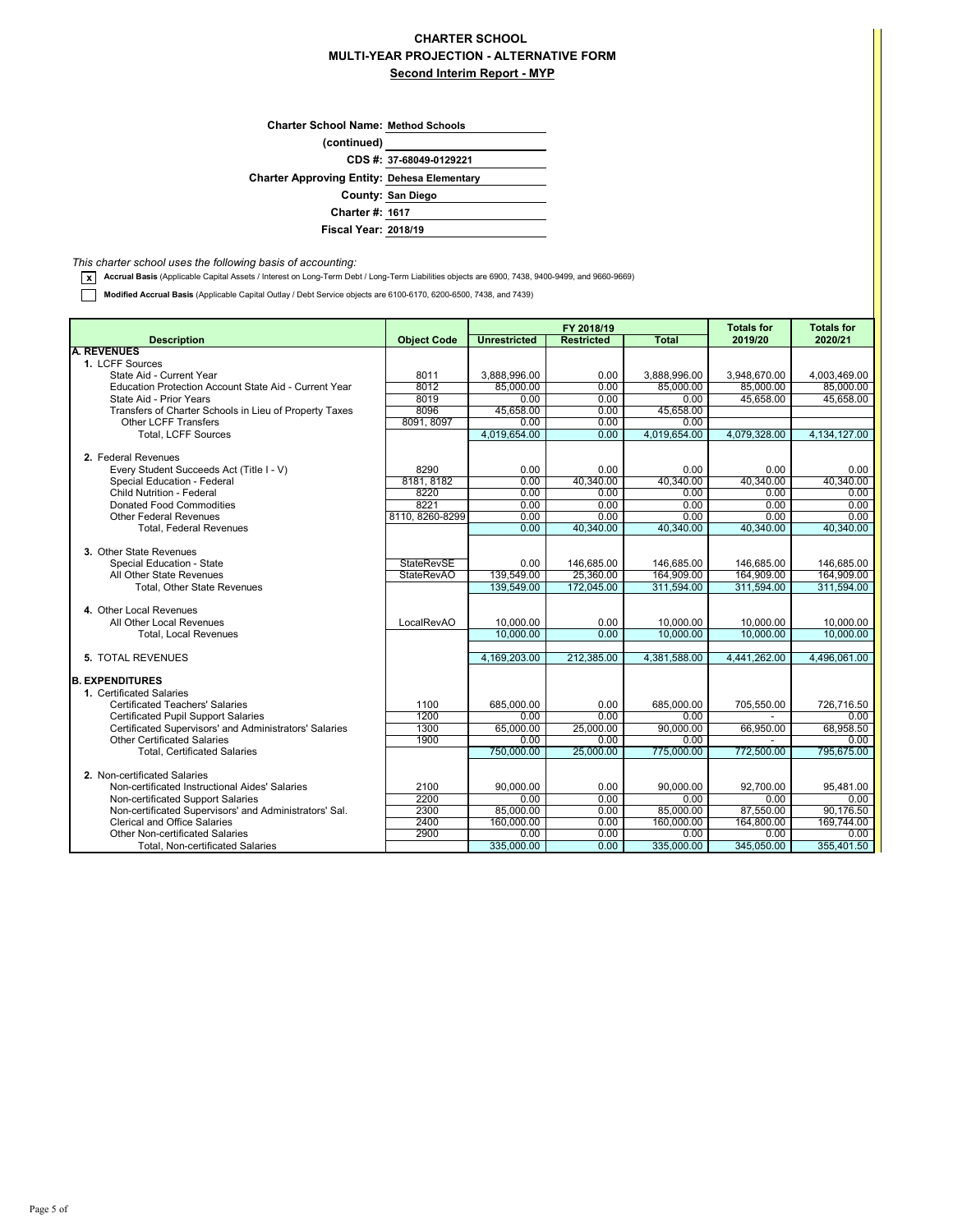# CHARTER SCHOOL
## MULTI-YEAR PROJECTION - ALTERNATIVE FORM
### Second Interim Report - MYP

**Charter School Name:** Method Schools
**(continued)**
**CDS #:** 37-68049-0129221
**Charter Approving Entity:** Dehesa Elementary
**County:** San Diego
**Charter #:** 1617
**Fiscal Year:** 2018/19

*This charter school uses the following basis of accounting:*

- [x] **Accrual Basis** (Applicable Capital Assets / Interest on Long-Term Debt / Long-Term Liabilities objects are 6900, 7438, 9400-9499, and 9660-9669)
- [ ] **Modified Accrual Basis** (Applicable Capital Outlay / Debt Service objects are 6100-6170, 6200-6500, 7438, and 7439)

| Description | Object Code | FY 2018/19 | | | Totals for | Totals for |
|---|---|---|---|---|---|---|
| | | Unrestricted | Restricted | Total | 2019/20 | 2020/21 |
| **A. REVENUES** | | | | | | |
| **1.** LCFF Sources | | | | | | |
| State Aid - Current Year | 8011 | 3,888,996.00 | 0.00 | 3,888,996.00 | 3,948,670.00 | 4,003,469.00 |
| Education Protection Account State Aid - Current Year | 8012 | 85,000.00 | 0.00 | 85,000.00 | 85,000.00 | 85,000.00 |
| State Aid - Prior Years | 8019 | 0.00 | 0.00 | 0.00 | 45,658.00 | 45,658.00 |
| Transfers of Charter Schools in Lieu of Property Taxes | 8096 | 45,658.00 | 0.00 | 45,658.00 | | |
| Other LCFF Transfers | 8091, 8097 | 0.00 | 0.00 | 0.00 | | |
| Total, LCFF Sources | | 4,019,654.00 | 0.00 | 4,019,654.00 | 4,079,328.00 | 4,134,127.00 |
| **2.** Federal Revenues | | | | | | |
| Every Student Succeeds Act (Title I - V) | 8290 | 0.00 | 0.00 | 0.00 | 0.00 | 0.00 |
| Special Education - Federal | 8181, 8182 | 0.00 | 40,340.00 | 40,340.00 | 40,340.00 | 40,340.00 |
| Child Nutrition - Federal | 8220 | 0.00 | 0.00 | 0.00 | 0.00 | 0.00 |
| Donated Food Commodities | 8221 | 0.00 | 0.00 | 0.00 | 0.00 | 0.00 |
| Other Federal Revenues | 8110, 8260-8299 | 0.00 | 0.00 | 0.00 | 0.00 | 0.00 |
| Total, Federal Revenues | | 0.00 | 40,340.00 | 40,340.00 | 40,340.00 | 40,340.00 |
| **3.** Other State Revenues | | | | | | |
| Special Education - State | StateRevSE | 0.00 | 146,685.00 | 146,685.00 | 146,685.00 | 146,685.00 |
| All Other State Revenues | StateRevAO | 139,549.00 | 25,360.00 | 164,909.00 | 164,909.00 | 164,909.00 |
| Total, Other State Revenues | | 139,549.00 | 172,045.00 | 311,594.00 | 311,594.00 | 311,594.00 |
| **4.** Other Local Revenues | | | | | | |
| All Other Local Revenues | LocalRevAO | 10,000.00 | 0.00 | 10,000.00 | 10,000.00 | 10,000.00 |
| Total, Local Revenues | | 10,000.00 | 0.00 | 10,000.00 | 10,000.00 | 10,000.00 |
| **5.** TOTAL REVENUES | | 4,169,203.00 | 212,385.00 | 4,381,588.00 | 4,441,262.00 | 4,496,061.00 |
| **B. EXPENDITURES** | | | | | | |
| **1.** Certificated Salaries | | | | | | |
| Certificated Teachers' Salaries | 1100 | 685,000.00 | 0.00 | 685,000.00 | 705,550.00 | 726,716.50 |
| Certificated Pupil Support Salaries | 1200 | 0.00 | 0.00 | 0.00 | - | 0.00 |
| Certificated Supervisors' and Administrators' Salaries | 1300 | 65,000.00 | 25,000.00 | 90,000.00 | 66,950.00 | 68,958.50 |
| Other Certificated Salaries | 1900 | 0.00 | 0.00 | 0.00 | - | 0.00 |
| Total, Certificated Salaries | | 750,000.00 | 25,000.00 | 775,000.00 | 772,500.00 | 795,675.00 |
| **2.** Non-certificated Salaries | | | | | | |
| Non-certificated Instructional Aides' Salaries | 2100 | 90,000.00 | 0.00 | 90,000.00 | 92,700.00 | 95,481.00 |
| Non-certificated Support Salaries | 2200 | 0.00 | 0.00 | 0.00 | 0.00 | 0.00 |
| Non-certificated Supervisors' and Administrators' Sal. | 2300 | 85,000.00 | 0.00 | 85,000.00 | 87,550.00 | 90,176.50 |
| Clerical and Office Salaries | 2400 | 160,000.00 | 0.00 | 160,000.00 | 164,800.00 | 169,744.00 |
| Other Non-certificated Salaries | 2900 | 0.00 | 0.00 | 0.00 | 0.00 | 0.00 |
| Total, Non-certificated Salaries | | 335,000.00 | 0.00 | 335,000.00 | 345,050.00 | 355,401.50 |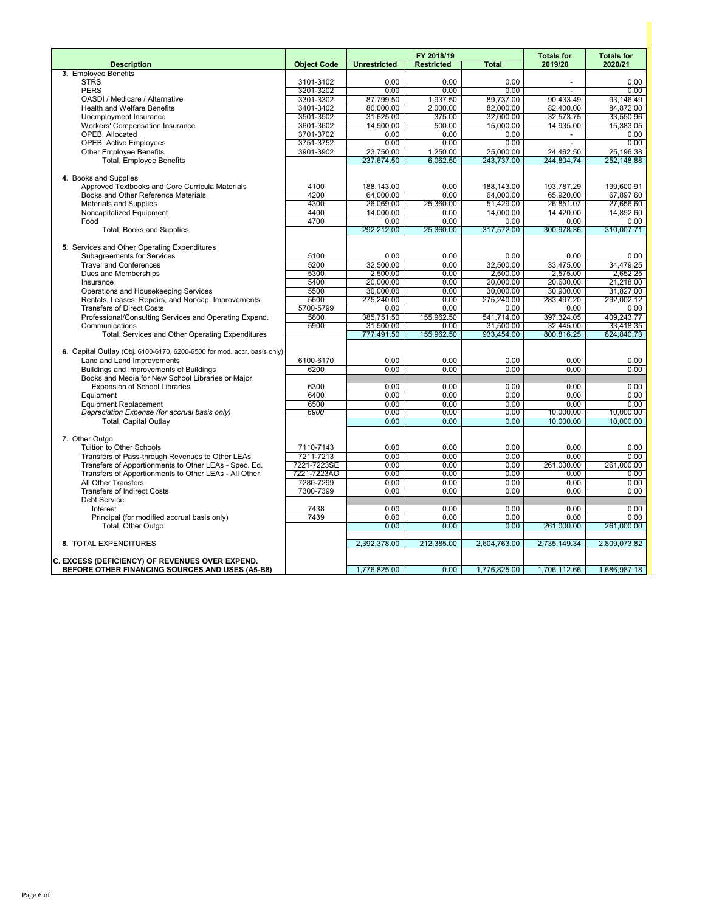| Description | Object Code | FY 2018/19 | | | Totals for | Totals for |
|---|---|---|---|---|---|---|
| | | Unrestricted | Restricted | Total | 2019/20 | 2020/21 |
| **3.** Employee Benefits | | | | | | |
| STRS | 3101-3102 | 0.00 | 0.00 | 0.00 | - | 0.00 |
| PERS | 3201-3202 | 0.00 | 0.00 | 0.00 | - | 0.00 |
| OASDI / Medicare / Alternative | 3301-3302 | 87,799.50 | 1,937.50 | 89,737.00 | 90,433.49 | 93,146.49 |
| Health and Welfare Benefits | 3401-3402 | 80,000.00 | 2,000.00 | 82,000.00 | 82,400.00 | 84,872.00 |
| Unemployment Insurance | 3501-3502 | 31,625.00 | 375.00 | 32,000.00 | 32,573.75 | 33,550.96 |
| Workers' Compensation Insurance | 3601-3602 | 14,500.00 | 500.00 | 15,000.00 | 14,935.00 | 15,383.05 |
| OPEB, Allocated | 3701-3702 | 0.00 | 0.00 | 0.00 | - | 0.00 |
| OPEB, Active Employees | 3751-3752 | 0.00 | 0.00 | 0.00 | - | 0.00 |
| Other Employee Benefits | 3901-3902 | 23,750.00 | 1,250.00 | 25,000.00 | 24,462.50 | 25,196.38 |
| Total, Employee Benefits | | 237,674.50 | 6,062.50 | 243,737.00 | 244,804.74 | 252,148.88 |
| **4.** Books and Supplies | | | | | | |
| Approved Textbooks and Core Curricula Materials | 4100 | 188,143.00 | 0.00 | 188,143.00 | 193,787.29 | 199,600.91 |
| Books and Other Reference Materials | 4200 | 64,000.00 | 0.00 | 64,000.00 | 65,920.00 | 67,897.60 |
| Materials and Supplies | 4300 | 26,069.00 | 25,360.00 | 51,429.00 | 26,851.07 | 27,656.60 |
| Noncapitalized Equipment | 4400 | 14,000.00 | 0.00 | 14,000.00 | 14,420.00 | 14,852.60 |
| Food | 4700 | 0.00 | 0.00 | 0.00 | 0.00 | 0.00 |
| Total, Books and Supplies | | 292,212.00 | 25,360.00 | 317,572.00 | 300,978.36 | 310,007.71 |
| **5.** Services and Other Operating Expenditures | | | | | | |
| Subagreements for Services | 5100 | 0.00 | 0.00 | 0.00 | 0.00 | 0.00 |
| Travel and Conferences | 5200 | 32,500.00 | 0.00 | 32,500.00 | 33,475.00 | 34,479.25 |
| Dues and Memberships | 5300 | 2,500.00 | 0.00 | 2,500.00 | 2,575.00 | 2,652.25 |
| Insurance | 5400 | 20,000.00 | 0.00 | 20,000.00 | 20,600.00 | 21,218.00 |
| Operations and Housekeeping Services | 5500 | 30,000.00 | 0.00 | 30,000.00 | 30,900.00 | 31,827.00 |
| Rentals, Leases, Repairs, and Noncap. Improvements | 5600 | 275,240.00 | 0.00 | 275,240.00 | 283,497.20 | 292,002.12 |
| Transfers of Direct Costs | 5700-5799 | 0.00 | 0.00 | 0.00 | 0.00 | 0.00 |
| Professional/Consulting Services and Operating Expend. | 5800 | 385,751.50 | 155,962.50 | 541,714.00 | 397,324.05 | 409,243.77 |
| Communications | 5900 | 31,500.00 | 0.00 | 31,500.00 | 32,445.00 | 33,418.35 |
| Total, Services and Other Operating Expenditures | | 777,491.50 | 155,962.50 | 933,454.00 | 800,816.25 | 824,840.73 |
| **6.** Capital Outlay (Obj. 6100-6170, 6200-6500 for mod. accr. basis only) | | | | | | |
| Land and Land Improvements | 6100-6170 | 0.00 | 0.00 | 0.00 | 0.00 | 0.00 |
| Buildings and Improvements of Buildings | 6200 | 0.00 | 0.00 | 0.00 | 0.00 | 0.00 |
| Books and Media for New School Libraries or Major Expansion of School Libraries | 6300 | 0.00 | 0.00 | 0.00 | 0.00 | 0.00 |
| Equipment | 6400 | 0.00 | 0.00 | 0.00 | 0.00 | 0.00 |
| Equipment Replacement | 6500 | 0.00 | 0.00 | 0.00 | 0.00 | 0.00 |
| *Depreciation Expense (for accrual basis only)* | *6900* | 0.00 | 0.00 | 0.00 | 10,000.00 | 10,000.00 |
| Total, Capital Outlay | | 0.00 | 0.00 | 0.00 | 10,000.00 | 10,000.00 |
| **7.** Other Outgo | | | | | | |
| Tuition to Other Schools | 7110-7143 | 0.00 | 0.00 | 0.00 | 0.00 | 0.00 |
| Transfers of Pass-through Revenues to Other LEAs | 7211-7213 | 0.00 | 0.00 | 0.00 | 0.00 | 0.00 |
| Transfers of Apportionments to Other LEAs - Spec. Ed. | 7221-7223SE | 0.00 | 0.00 | 0.00 | 261,000.00 | 261,000.00 |
| Transfers of Apportionments to Other LEAs - All Other | 7221-7223AO | 0.00 | 0.00 | 0.00 | 0.00 | 0.00 |
| All Other Transfers | 7280-7299 | 0.00 | 0.00 | 0.00 | 0.00 | 0.00 |
| Transfers of Indirect Costs | 7300-7399 | 0.00 | 0.00 | 0.00 | 0.00 | 0.00 |
| Debt Service: | | | | | | |
| Interest | 7438 | 0.00 | 0.00 | 0.00 | 0.00 | 0.00 |
| Principal (for modified accrual basis only) | 7439 | 0.00 | 0.00 | 0.00 | 0.00 | 0.00 |
| Total, Other Outgo | | 0.00 | 0.00 | 0.00 | 261,000.00 | 261,000.00 |
| **8.** TOTAL EXPENDITURES | | 2,392,378.00 | 212,385.00 | 2,604,763.00 | 2,735,149.34 | 2,809,073.82 |
| **C. EXCESS (DEFICIENCY) OF REVENUES OVER EXPEND. BEFORE OTHER FINANCING SOURCES AND USES (A5-B8)** | | 1,776,825.00 | 0.00 | 1,776,825.00 | 1,706,112.66 | 1,686,987.18 |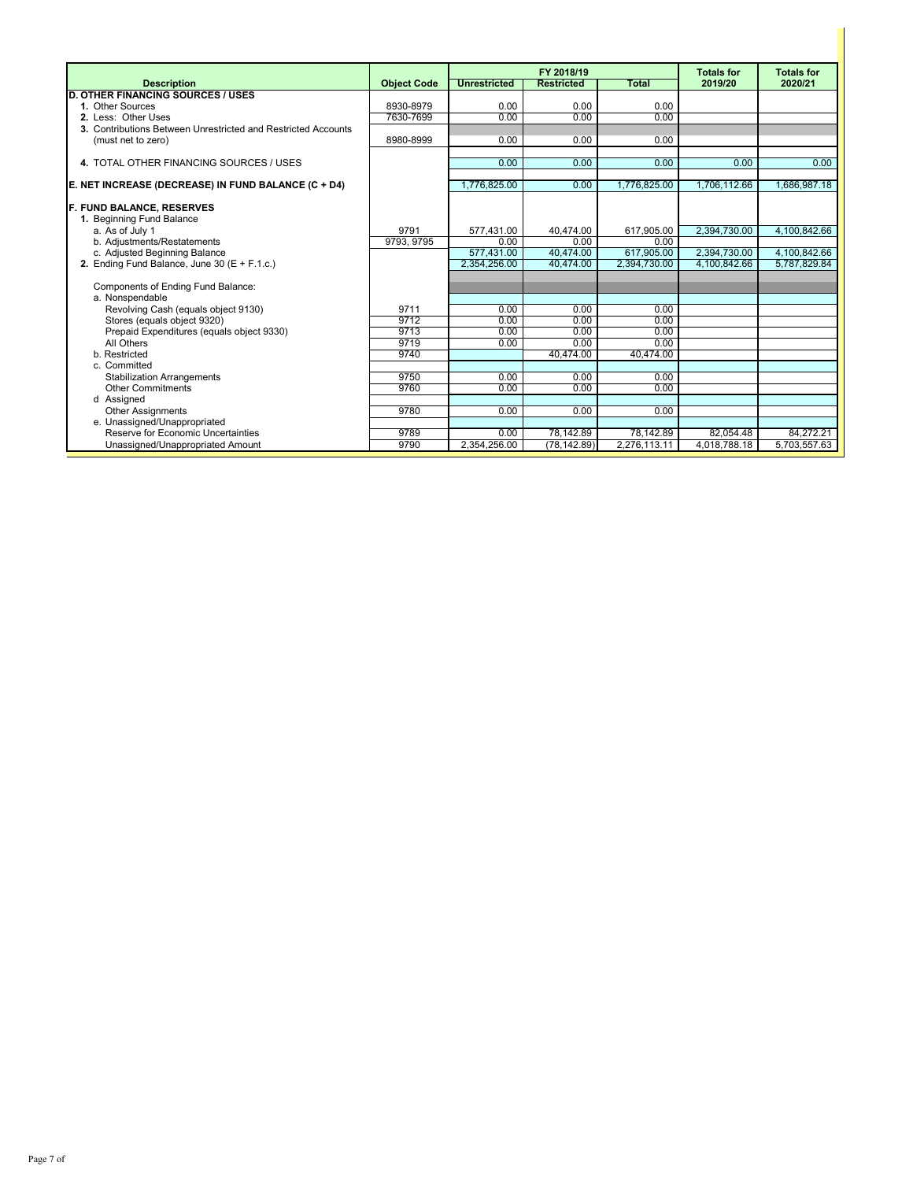| Description | Object Code | FY 2018/19 | | | Totals for 2019/20 | Totals for 2020/21 |
|---|---|---|---|---|---|---|
| | | Unrestricted | Restricted | Total | | |
| **D. OTHER FINANCING SOURCES / USES** | | | | | | |
| **1.** Other Sources | 8930-8979 | 0.00 | 0.00 | 0.00 | | |
| **2.** Less: Other Uses | 7630-7699 | 0.00 | 0.00 | 0.00 | | |
| **3.** Contributions Between Unrestricted and Restricted Accounts (must net to zero) | 8980-8999 | 0.00 | 0.00 | 0.00 | | |
| **4.** TOTAL OTHER FINANCING SOURCES / USES | | 0.00 | 0.00 | 0.00 | 0.00 | 0.00 |
| **E. NET INCREASE (DECREASE) IN FUND BALANCE (C + D4)** | | 1,776,825.00 | 0.00 | 1,776,825.00 | 1,706,112.66 | 1,686,987.18 |
| **F. FUND BALANCE, RESERVES** | | | | | | |
| **1.** Beginning Fund Balance | | | | | | |
| a. As of July 1 | 9791 | 577,431.00 | 40,474.00 | 617,905.00 | 2,394,730.00 | 4,100,842.66 |
| b. Adjustments/Restatements | 9793, 9795 | 0.00 | 0.00 | 0.00 | | |
| c. Adjusted Beginning Balance | | 577,431.00 | 40,474.00 | 617,905.00 | 2,394,730.00 | 4,100,842.66 |
| **2.** Ending Fund Balance, June 30 (E + F.1.c.) | | 2,354,256.00 | 40,474.00 | 2,394,730.00 | 4,100,842.66 | 5,787,829.84 |
| Components of Ending Fund Balance: | | | | | | |
| a. Nonspendable | | | | | | |
| Revolving Cash (equals object 9130) | 9711 | 0.00 | 0.00 | 0.00 | | |
| Stores (equals object 9320) | 9712 | 0.00 | 0.00 | 0.00 | | |
| Prepaid Expenditures (equals object 9330) | 9713 | 0.00 | 0.00 | 0.00 | | |
| All Others | 9719 | 0.00 | 0.00 | 0.00 | | |
| b. Restricted | 9740 | | 40,474.00 | 40,474.00 | | |
| c. Committed | | | | | | |
| Stabilization Arrangements | 9750 | 0.00 | 0.00 | 0.00 | | |
| Other Commitments | 9760 | 0.00 | 0.00 | 0.00 | | |
| d Assigned | | | | | | |
| Other Assignments | 9780 | 0.00 | 0.00 | 0.00 | | |
| e. Unassigned/Unappropriated | | | | | | |
| Reserve for Economic Uncertainties | 9789 | 0.00 | 78,142.89 | 78,142.89 | 82,054.48 | 84,272.21 |
| Unassigned/Unappropriated Amount | 9790 | 2,354,256.00 | (78,142.89) | 2,276,113.11 | 4,018,788.18 | 5,703,557.63 |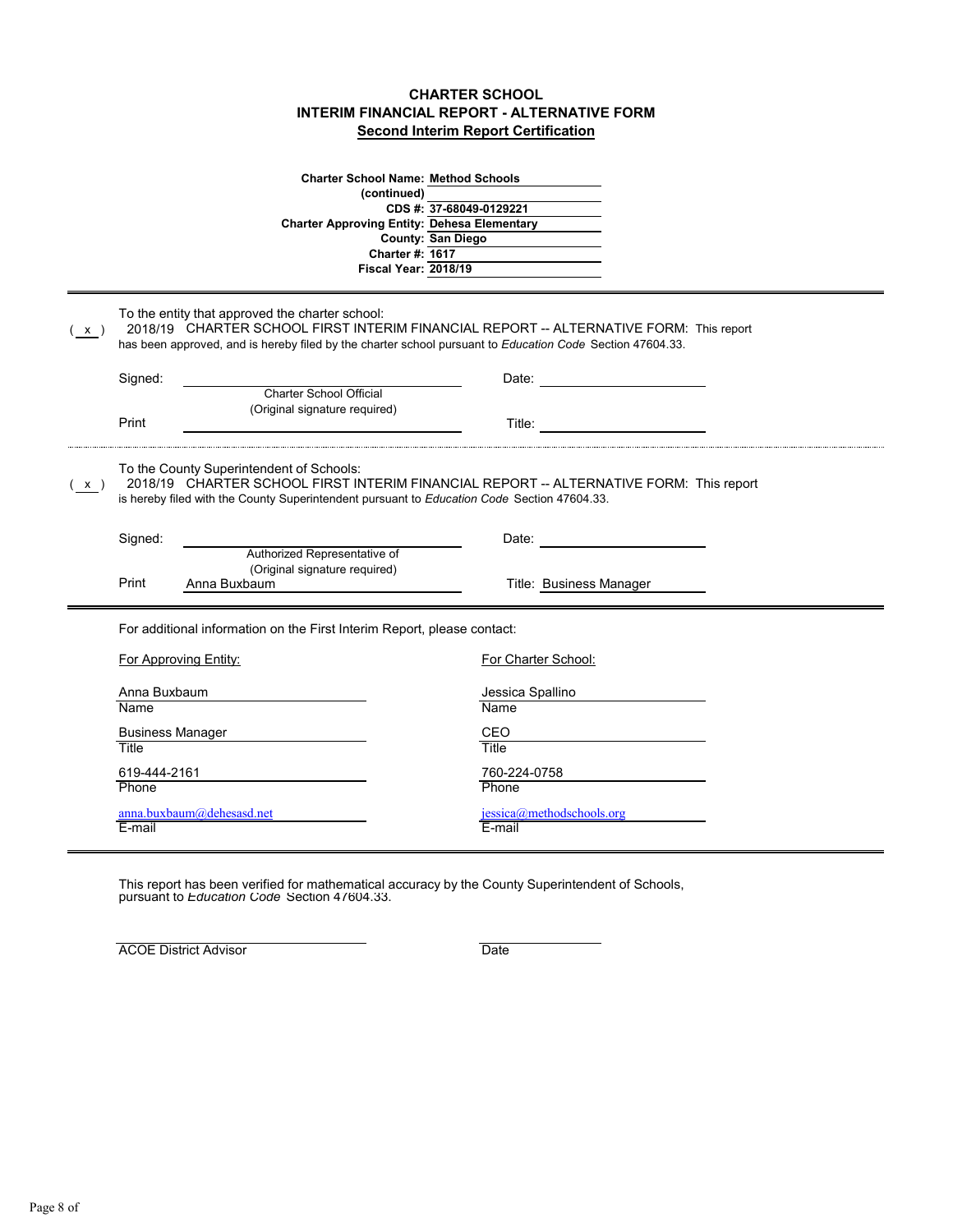# CHARTER SCHOOL
# INTERIM FINANCIAL REPORT - ALTERNATIVE FORM
## Second Interim Report Certification

**Charter School Name:** Method Schools
**(continued)**
**CDS #:** 37-68049-0129221
**Charter Approving Entity:** Dehesa Elementary
**County:** San Diego
**Charter #:** 1617
**Fiscal Year:** 2018/19

---

To the entity that approved the charter school:

( x ) 2018/19 CHARTER SCHOOL FIRST INTERIM FINANCIAL REPORT -- ALTERNATIVE FORM: This report has been approved, and is hereby filed by the charter school pursuant to *Education Code* Section 47604.33.

Signed: ______________________ Date: ______________________
Charter School Official
(Original signature required)

Print ______________________ Title: ______________________

---

To the County Superintendent of Schools:

( x ) 2018/19 CHARTER SCHOOL FIRST INTERIM FINANCIAL REPORT -- ALTERNATIVE FORM: This report is hereby filed with the County Superintendent pursuant to *Education Code* Section 47604.33.

Signed: ______________________ Date: ______________________
Authorized Representative of
(Original signature required)

Print Anna Buxbaum Title: Business Manager

---

For additional information on the First Interim Report, please contact:

| For Approving Entity: | For Charter School: |
|---|---|
| Anna Buxbaum<br>Name | Jessica Spallino<br>Name |
| Business Manager<br>Title | CEO<br>Title |
| 619-444-2161<br>Phone | 760-224-0758<br>Phone |
| anna.buxbaum@dehesasd.net<br>E-mail | jessica@methodschools.org<br>E-mail |

---

This report has been verified for mathematical accuracy by the County Superintendent of Schools, pursuant to *Education Code* Section 47604.33.

______________________ ______________________
ACOE District Advisor Date